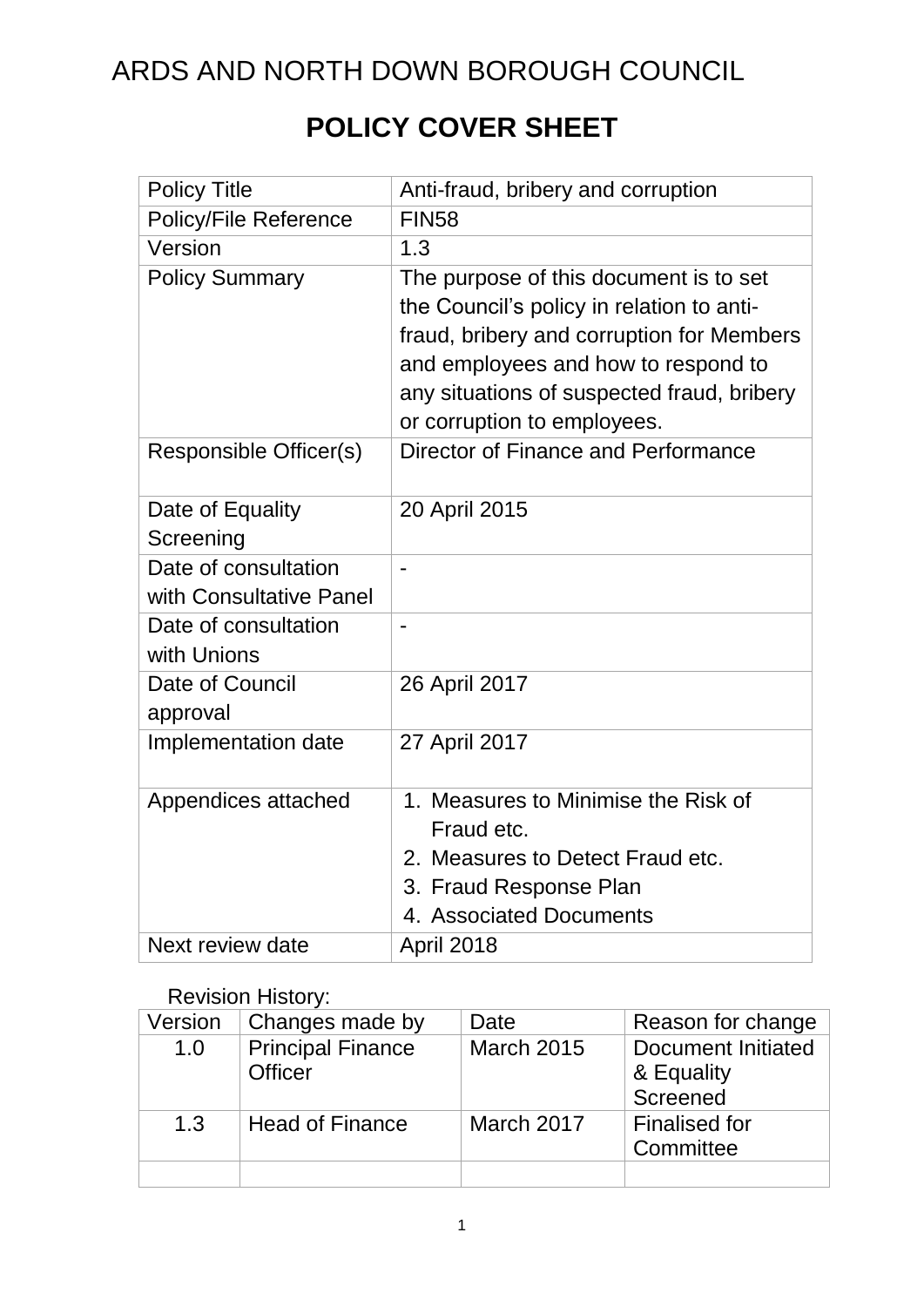# ARDS AND NORTH DOWN BOROUGH COUNCIL

## POLICY COVER SHEET

| Policy Title | Anti-fraud, bribery and corruption |
|---|---|
| Policy/File Reference | FIN58 |
| Version | 1.3 |
| Policy Summary | The purpose of this document is to set the Council's policy in relation to anti-fraud, bribery and corruption for Members and employees and how to respond to any situations of suspected fraud, bribery or corruption to employees. |
| Responsible Officer(s) | Director of Finance and Performance |
| Date of Equality Screening | 20 April 2015 |
| Date of consultation with Consultative Panel | - |
| Date of consultation with Unions | - |
| Date of Council approval | 26 April 2017 |
| Implementation date | 27 April 2017 |
| Appendices attached | 1. Measures to Minimise the Risk of Fraud etc.<br>2. Measures to Detect Fraud etc.<br>3. Fraud Response Plan<br>4. Associated Documents |
| Next review date | April 2018 |

Revision History:

| Version | Changes made by | Date | Reason for change |
|---|---|---|---|
| 1.0 | Principal Finance Officer | March 2015 | Document Initiated & Equality Screened |
| 1.3 | Head of Finance | March 2017 | Finalised for Committee |
| | | | |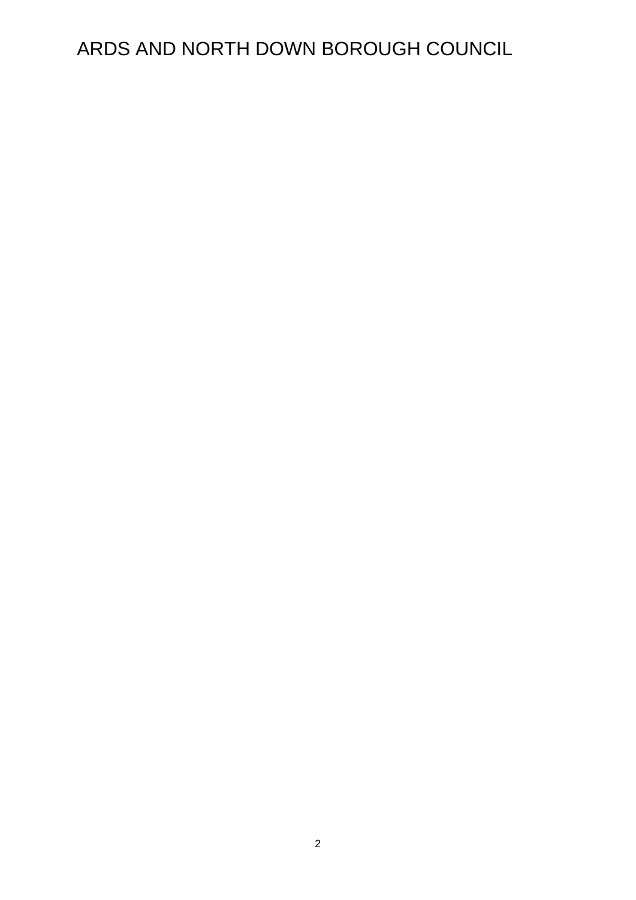ARDS AND NORTH DOWN BOROUGH COUNCIL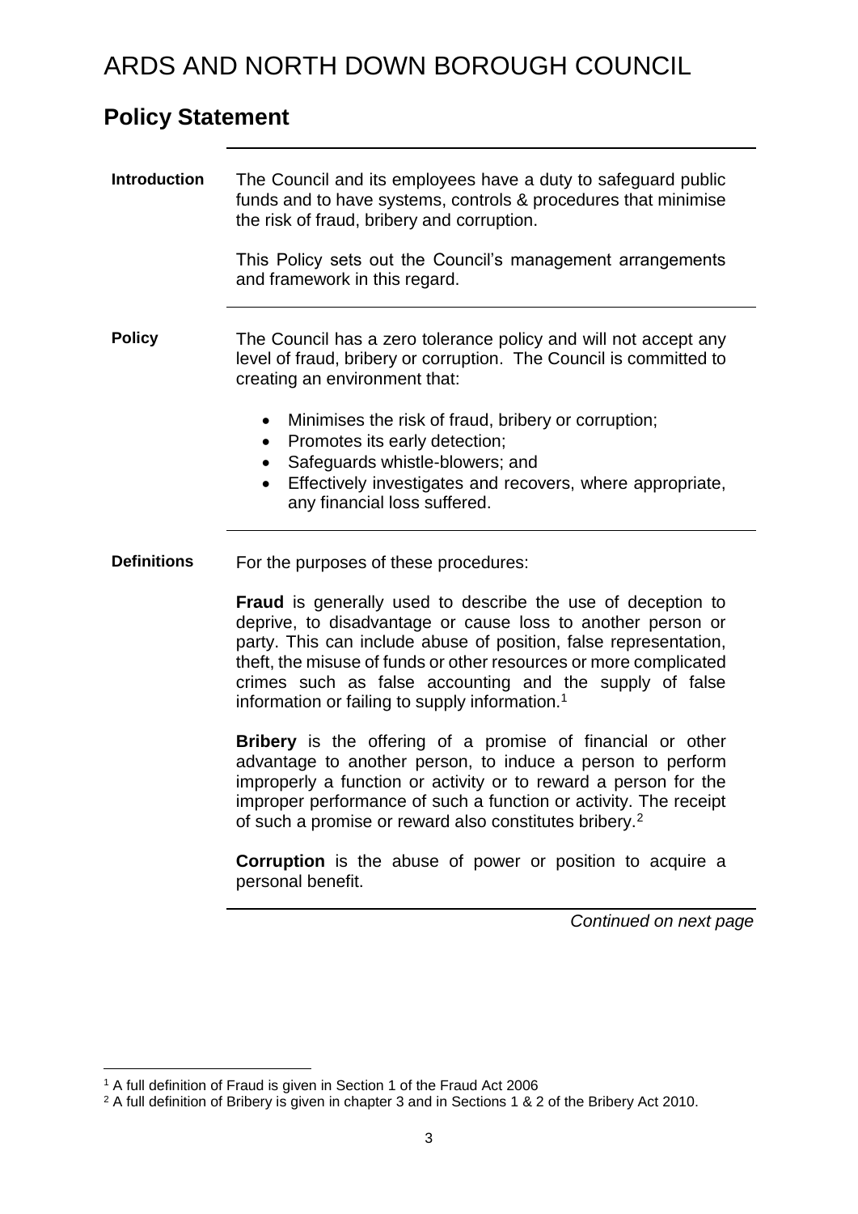# ARDS AND NORTH DOWN BOROUGH COUNCIL

## Policy Statement

**Introduction**

The Council and its employees have a duty to safeguard public funds and to have systems, controls & procedures that minimise the risk of fraud, bribery and corruption.

This Policy sets out the Council's management arrangements and framework in this regard.

**Policy**

The Council has a zero tolerance policy and will not accept any level of fraud, bribery or corruption. The Council is committed to creating an environment that:

- Minimises the risk of fraud, bribery or corruption;
- Promotes its early detection;
- Safeguards whistle-blowers; and
- Effectively investigates and recovers, where appropriate, any financial loss suffered.

**Definitions**

For the purposes of these procedures:

**Fraud** is generally used to describe the use of deception to deprive, to disadvantage or cause loss to another person or party. This can include abuse of position, false representation, theft, the misuse of funds or other resources or more complicated crimes such as false accounting and the supply of false information or failing to supply information.[1]

**Bribery** is the offering of a promise of financial or other advantage to another person, to induce a person to perform improperly a function or activity or to reward a person for the improper performance of such a function or activity. The receipt of such a promise or reward also constitutes bribery.[2]

**Corruption** is the abuse of power or position to acquire a personal benefit.

*Continued on next page*

[1] A full definition of Fraud is given in Section 1 of the Fraud Act 2006

[2] A full definition of Bribery is given in chapter 3 and in Sections 1 & 2 of the Bribery Act 2010.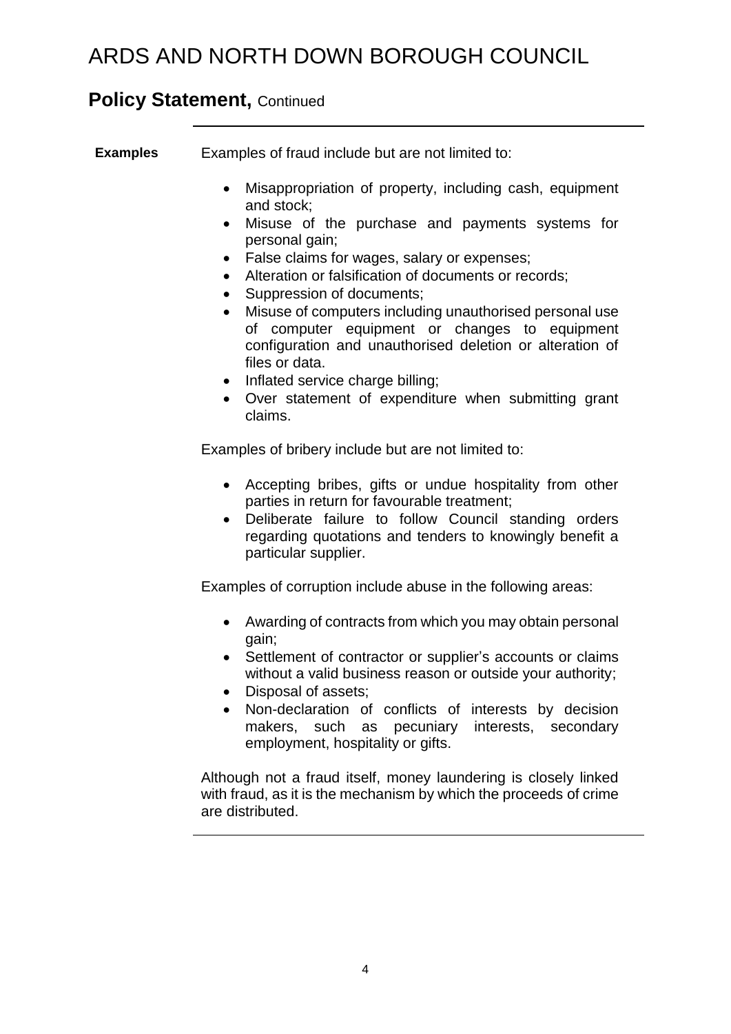# ARDS AND NORTH DOWN BOROUGH COUNCIL

## Policy Statement, Continued

**Examples**

Examples of fraud include but are not limited to:

- Misappropriation of property, including cash, equipment and stock;
- Misuse of the purchase and payments systems for personal gain;
- False claims for wages, salary or expenses;
- Alteration or falsification of documents or records;
- Suppression of documents;
- Misuse of computers including unauthorised personal use of computer equipment or changes to equipment configuration and unauthorised deletion or alteration of files or data.
- Inflated service charge billing;
- Over statement of expenditure when submitting grant claims.

Examples of bribery include but are not limited to:

- Accepting bribes, gifts or undue hospitality from other parties in return for favourable treatment;
- Deliberate failure to follow Council standing orders regarding quotations and tenders to knowingly benefit a particular supplier.

Examples of corruption include abuse in the following areas:

- Awarding of contracts from which you may obtain personal gain;
- Settlement of contractor or supplier's accounts or claims without a valid business reason or outside your authority;
- Disposal of assets;
- Non-declaration of conflicts of interests by decision makers, such as pecuniary interests, secondary employment, hospitality or gifts.

Although not a fraud itself, money laundering is closely linked with fraud, as it is the mechanism by which the proceeds of crime are distributed.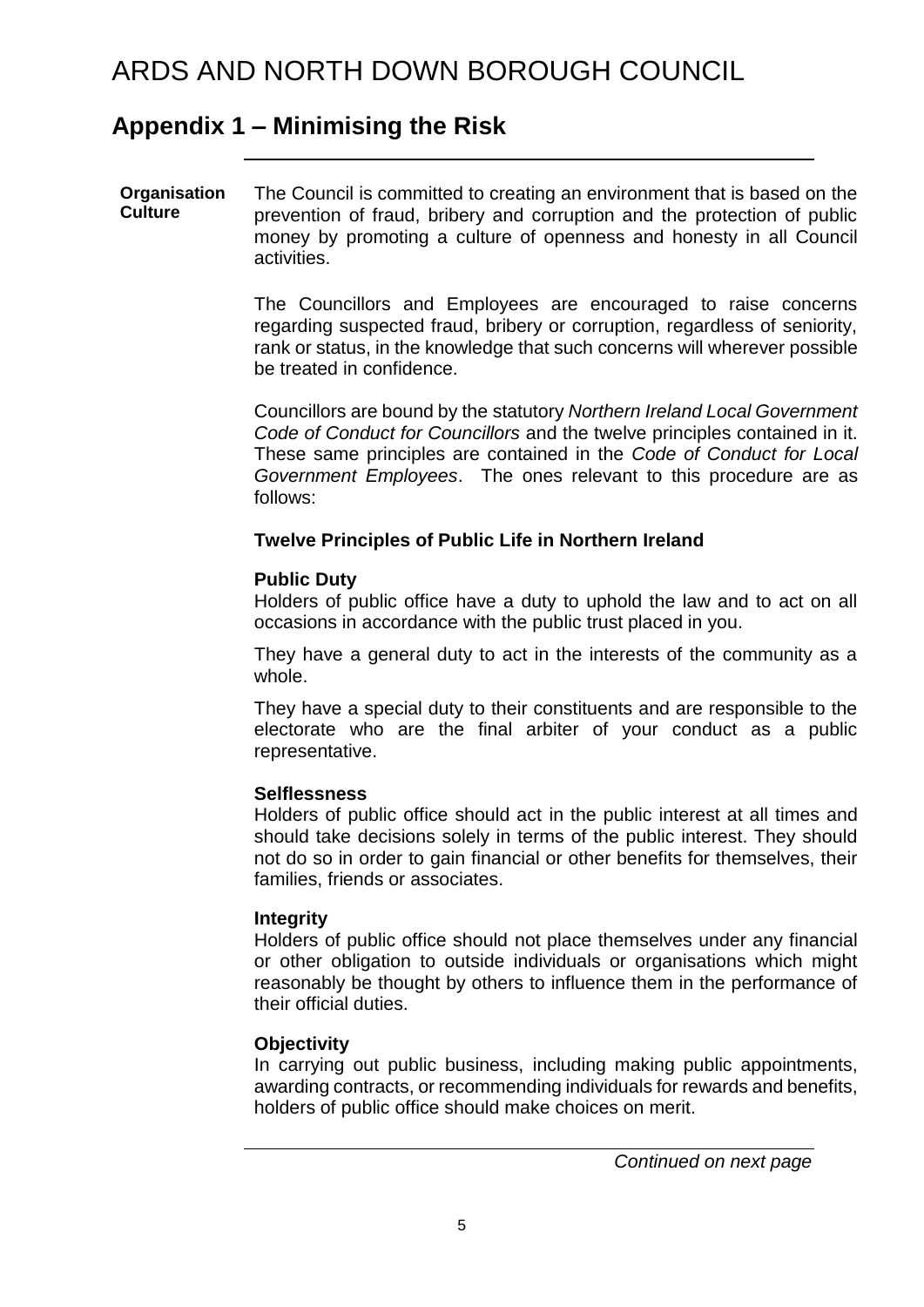# ARDS AND NORTH DOWN BOROUGH COUNCIL

## Appendix 1 – Minimising the Risk

**Organisation Culture**

The Council is committed to creating an environment that is based on the prevention of fraud, bribery and corruption and the protection of public money by promoting a culture of openness and honesty in all Council activities.

The Councillors and Employees are encouraged to raise concerns regarding suspected fraud, bribery or corruption, regardless of seniority, rank or status, in the knowledge that such concerns will wherever possible be treated in confidence.

Councillors are bound by the statutory *Northern Ireland Local Government Code of Conduct for Councillors* and the twelve principles contained in it. These same principles are contained in the *Code of Conduct for Local Government Employees*. The ones relevant to this procedure are as follows:

**Twelve Principles of Public Life in Northern Ireland**

**Public Duty**
Holders of public office have a duty to uphold the law and to act on all occasions in accordance with the public trust placed in you.

They have a general duty to act in the interests of the community as a whole.

They have a special duty to their constituents and are responsible to the electorate who are the final arbiter of your conduct as a public representative.

**Selflessness**
Holders of public office should act in the public interest at all times and should take decisions solely in terms of the public interest. They should not do so in order to gain financial or other benefits for themselves, their families, friends or associates.

**Integrity**
Holders of public office should not place themselves under any financial or other obligation to outside individuals or organisations which might reasonably be thought by others to influence them in the performance of their official duties.

**Objectivity**
In carrying out public business, including making public appointments, awarding contracts, or recommending individuals for rewards and benefits, holders of public office should make choices on merit.

*Continued on next page*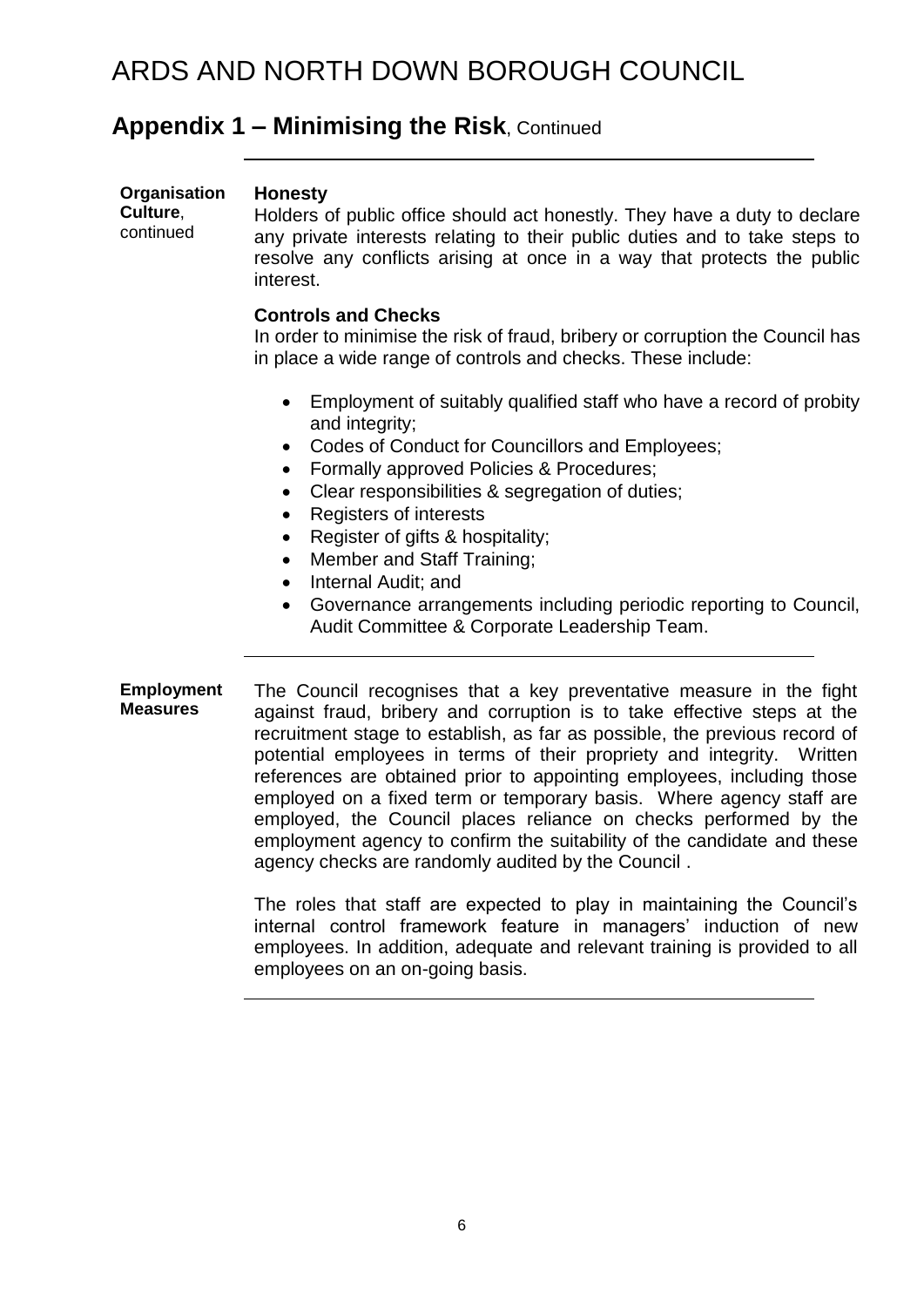# ARDS AND NORTH DOWN BOROUGH COUNCIL

## Appendix 1 – Minimising the Risk, Continued

**Organisation Culture**, continued

**Honesty**

Holders of public office should act honestly. They have a duty to declare any private interests relating to their public duties and to take steps to resolve any conflicts arising at once in a way that protects the public interest.

**Controls and Checks**

In order to minimise the risk of fraud, bribery or corruption the Council has in place a wide range of controls and checks. These include:

- Employment of suitably qualified staff who have a record of probity and integrity;
- Codes of Conduct for Councillors and Employees;
- Formally approved Policies & Procedures;
- Clear responsibilities & segregation of duties;
- Registers of interests
- Register of gifts & hospitality;
- Member and Staff Training;
- Internal Audit; and
- Governance arrangements including periodic reporting to Council, Audit Committee & Corporate Leadership Team.

**Employment Measures**

The Council recognises that a key preventative measure in the fight against fraud, bribery and corruption is to take effective steps at the recruitment stage to establish, as far as possible, the previous record of potential employees in terms of their propriety and integrity. Written references are obtained prior to appointing employees, including those employed on a fixed term or temporary basis. Where agency staff are employed, the Council places reliance on checks performed by the employment agency to confirm the suitability of the candidate and these agency checks are randomly audited by the Council .

The roles that staff are expected to play in maintaining the Council's internal control framework feature in managers' induction of new employees. In addition, adequate and relevant training is provided to all employees on an on-going basis.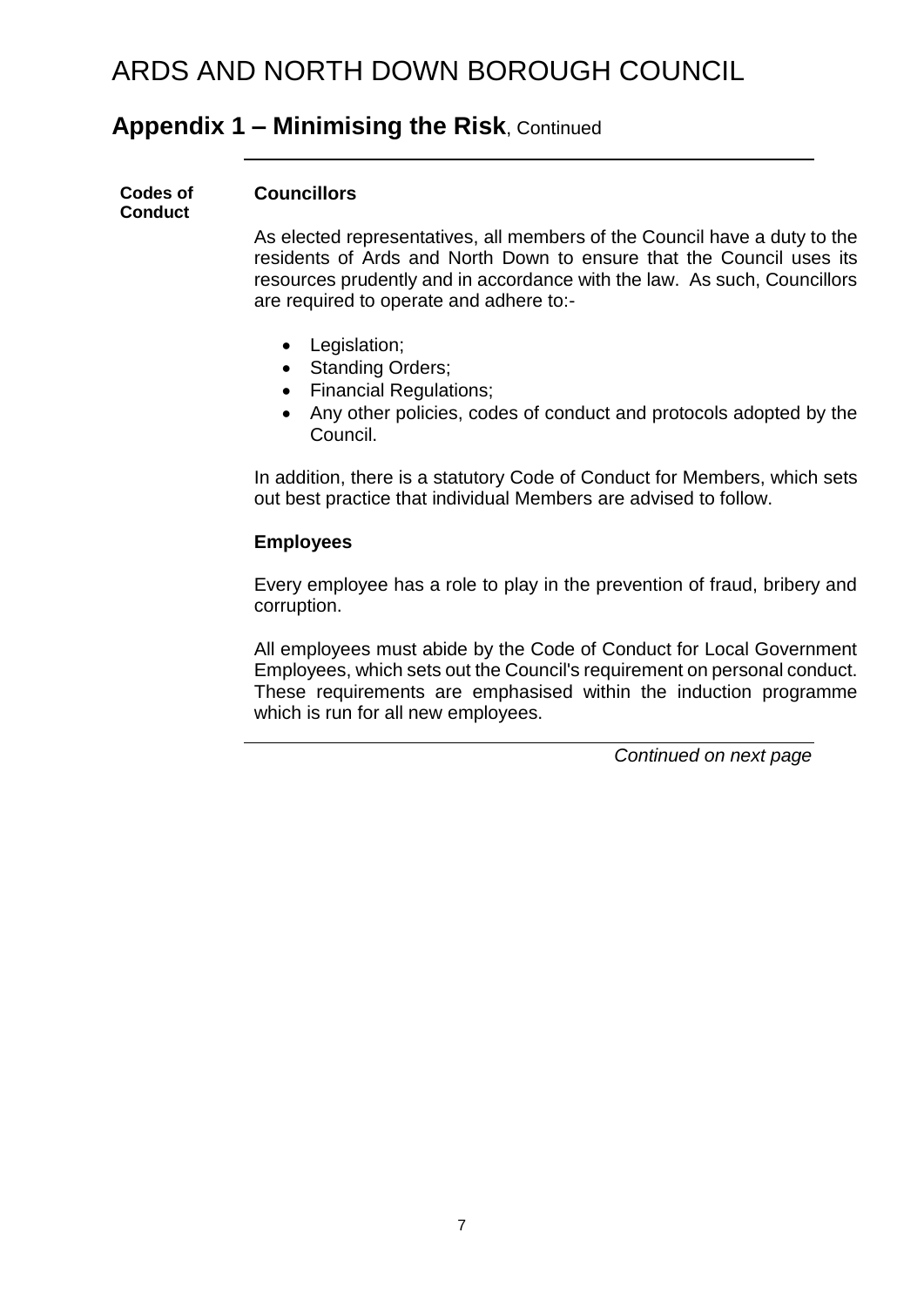# ARDS AND NORTH DOWN BOROUGH COUNCIL

## Appendix 1 – Minimising the Risk, Continued

**Codes of Conduct**

### Councillors

As elected representatives, all members of the Council have a duty to the residents of Ards and North Down to ensure that the Council uses its resources prudently and in accordance with the law. As such, Councillors are required to operate and adhere to:-

- Legislation;
- Standing Orders;
- Financial Regulations;
- Any other policies, codes of conduct and protocols adopted by the Council.

In addition, there is a statutory Code of Conduct for Members, which sets out best practice that individual Members are advised to follow.

### Employees

Every employee has a role to play in the prevention of fraud, bribery and corruption.

All employees must abide by the Code of Conduct for Local Government Employees, which sets out the Council's requirement on personal conduct. These requirements are emphasised within the induction programme which is run for all new employees.

*Continued on next page*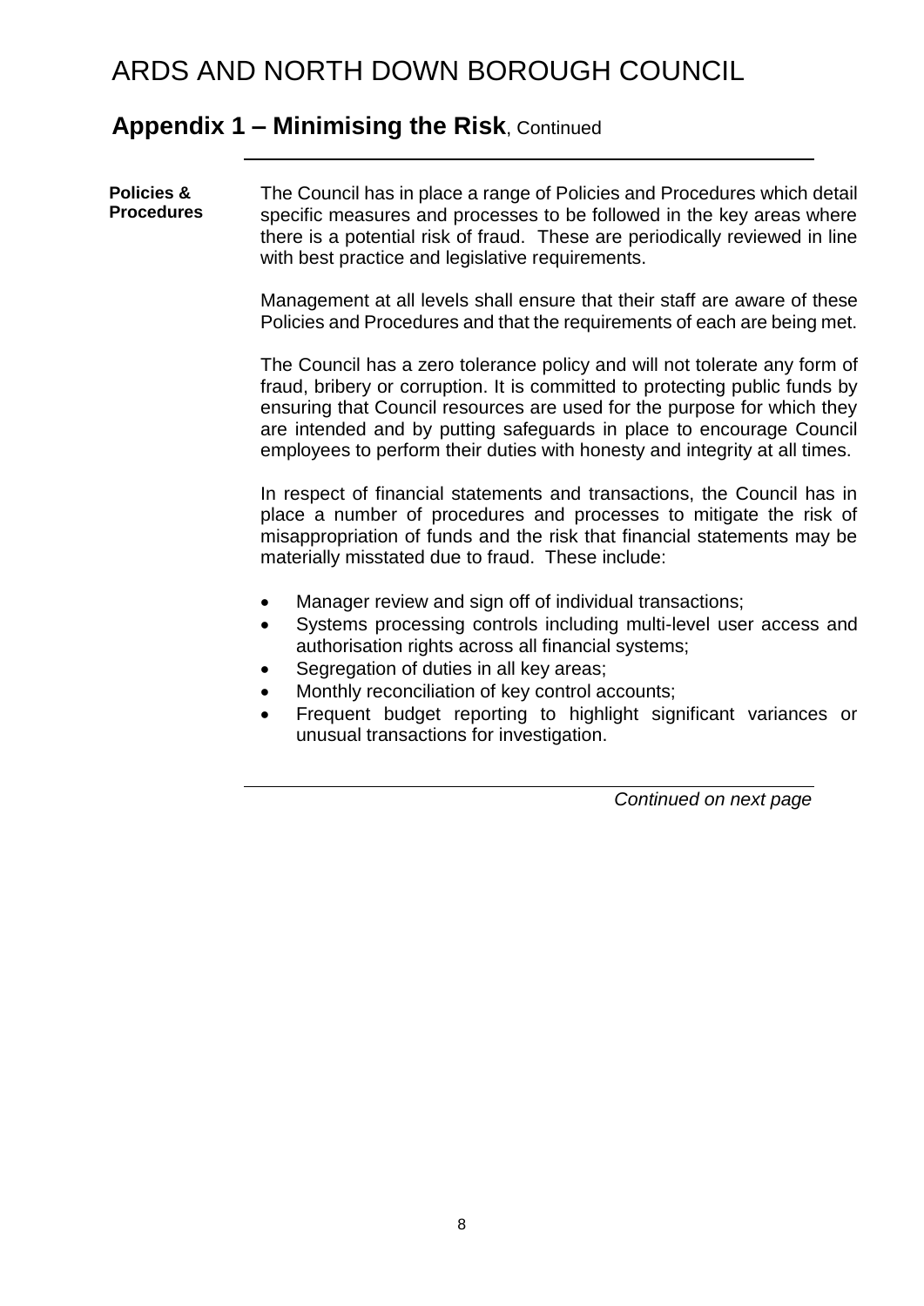# ARDS AND NORTH DOWN BOROUGH COUNCIL

## Appendix 1 – Minimising the Risk, Continued

**Policies & Procedures**

The Council has in place a range of Policies and Procedures which detail specific measures and processes to be followed in the key areas where there is a potential risk of fraud. These are periodically reviewed in line with best practice and legislative requirements.

Management at all levels shall ensure that their staff are aware of these Policies and Procedures and that the requirements of each are being met.

The Council has a zero tolerance policy and will not tolerate any form of fraud, bribery or corruption. It is committed to protecting public funds by ensuring that Council resources are used for the purpose for which they are intended and by putting safeguards in place to encourage Council employees to perform their duties with honesty and integrity at all times.

In respect of financial statements and transactions, the Council has in place a number of procedures and processes to mitigate the risk of misappropriation of funds and the risk that financial statements may be materially misstated due to fraud. These include:

- Manager review and sign off of individual transactions;
- Systems processing controls including multi-level user access and authorisation rights across all financial systems;
- Segregation of duties in all key areas;
- Monthly reconciliation of key control accounts;
- Frequent budget reporting to highlight significant variances or unusual transactions for investigation.

*Continued on next page*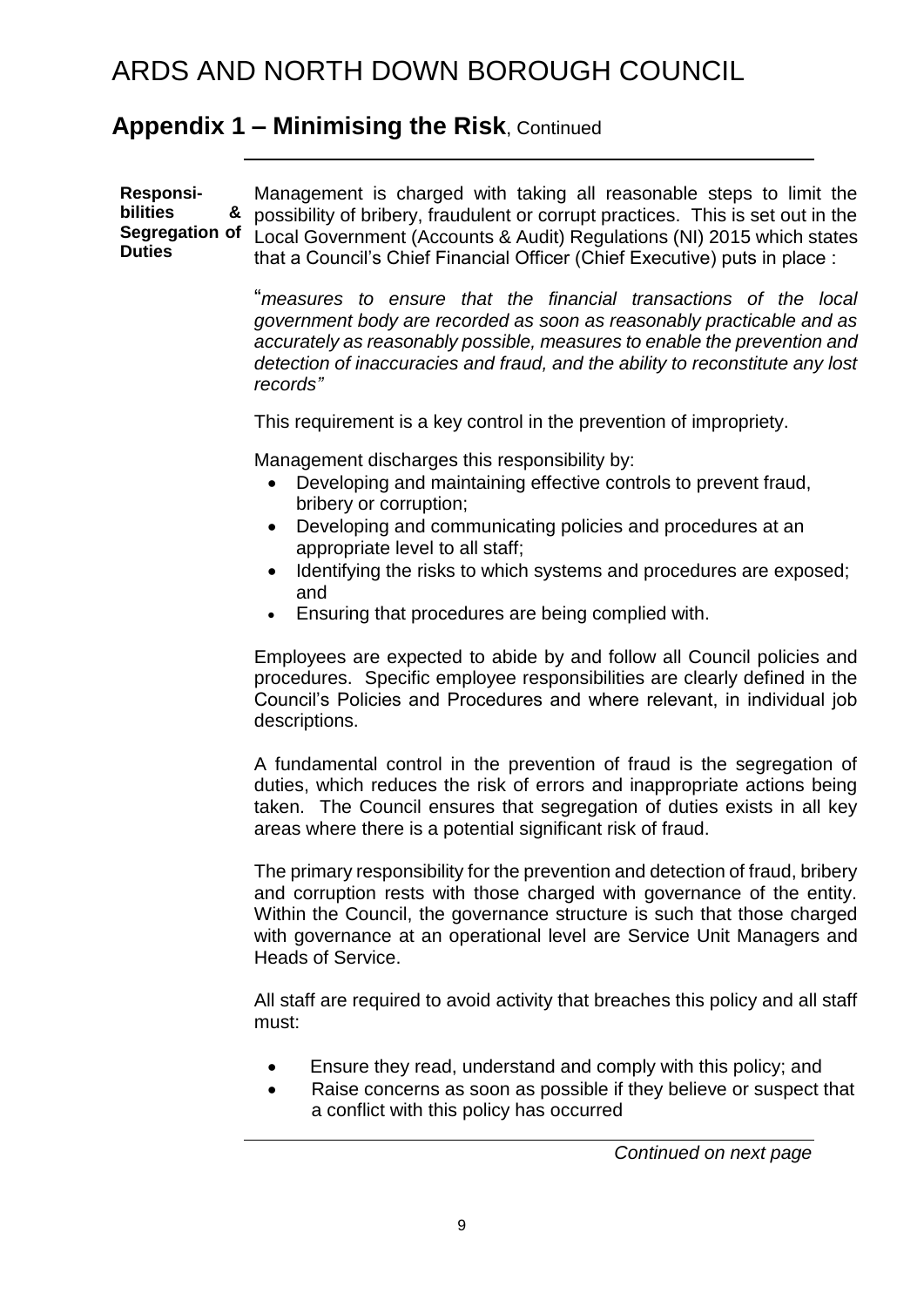# ARDS AND NORTH DOWN BOROUGH COUNCIL

## Appendix 1 – Minimising the Risk, Continued

**Responsibilities & Segregation of Duties**

Management is charged with taking all reasonable steps to limit the possibility of bribery, fraudulent or corrupt practices. This is set out in the Local Government (Accounts & Audit) Regulations (NI) 2015 which states that a Council's Chief Financial Officer (Chief Executive) puts in place :

"*measures to ensure that the financial transactions of the local government body are recorded as soon as reasonably practicable and as accurately as reasonably possible, measures to enable the prevention and detection of inaccuracies and fraud, and the ability to reconstitute any lost records"*

This requirement is a key control in the prevention of impropriety.

Management discharges this responsibility by:

- Developing and maintaining effective controls to prevent fraud, bribery or corruption;
- Developing and communicating policies and procedures at an appropriate level to all staff;
- Identifying the risks to which systems and procedures are exposed; and
- Ensuring that procedures are being complied with.

Employees are expected to abide by and follow all Council policies and procedures. Specific employee responsibilities are clearly defined in the Council's Policies and Procedures and where relevant, in individual job descriptions.

A fundamental control in the prevention of fraud is the segregation of duties, which reduces the risk of errors and inappropriate actions being taken. The Council ensures that segregation of duties exists in all key areas where there is a potential significant risk of fraud.

The primary responsibility for the prevention and detection of fraud, bribery and corruption rests with those charged with governance of the entity. Within the Council, the governance structure is such that those charged with governance at an operational level are Service Unit Managers and Heads of Service.

All staff are required to avoid activity that breaches this policy and all staff must:

- Ensure they read, understand and comply with this policy; and
- Raise concerns as soon as possible if they believe or suspect that a conflict with this policy has occurred

*Continued on next page*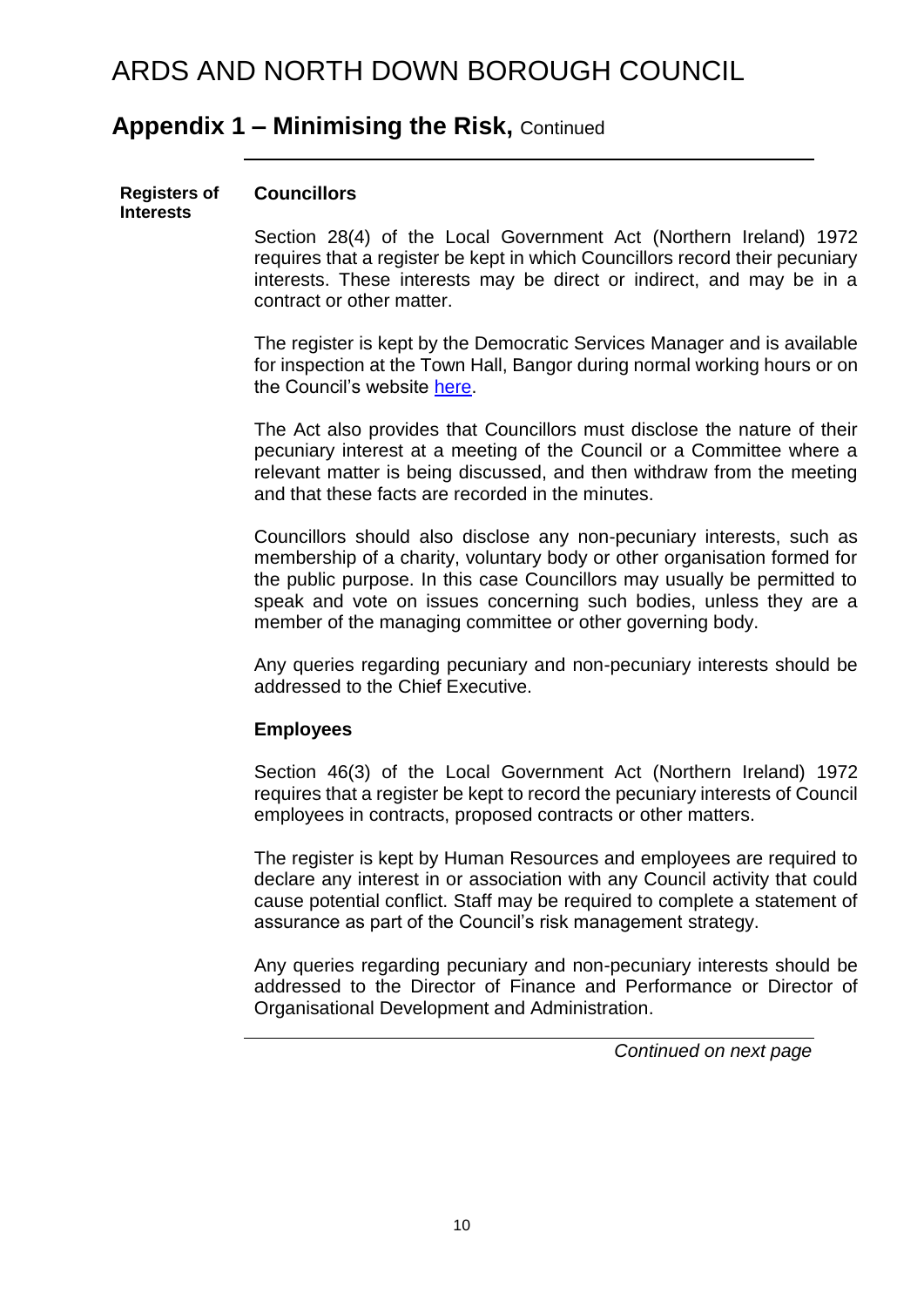# ARDS AND NORTH DOWN BOROUGH COUNCIL

## Appendix 1 – Minimising the Risk, Continued

**Registers of Interests**

### Councillors

Section 28(4) of the Local Government Act (Northern Ireland) 1972 requires that a register be kept in which Councillors record their pecuniary interests. These interests may be direct or indirect, and may be in a contract or other matter.

The register is kept by the Democratic Services Manager and is available for inspection at the Town Hall, Bangor during normal working hours or on the Council's website [here](here).

The Act also provides that Councillors must disclose the nature of their pecuniary interest at a meeting of the Council or a Committee where a relevant matter is being discussed, and then withdraw from the meeting and that these facts are recorded in the minutes.

Councillors should also disclose any non-pecuniary interests, such as membership of a charity, voluntary body or other organisation formed for the public purpose. In this case Councillors may usually be permitted to speak and vote on issues concerning such bodies, unless they are a member of the managing committee or other governing body.

Any queries regarding pecuniary and non-pecuniary interests should be addressed to the Chief Executive.

### Employees

Section 46(3) of the Local Government Act (Northern Ireland) 1972 requires that a register be kept to record the pecuniary interests of Council employees in contracts, proposed contracts or other matters.

The register is kept by Human Resources and employees are required to declare any interest in or association with any Council activity that could cause potential conflict. Staff may be required to complete a statement of assurance as part of the Council's risk management strategy.

Any queries regarding pecuniary and non-pecuniary interests should be addressed to the Director of Finance and Performance or Director of Organisational Development and Administration.

*Continued on next page*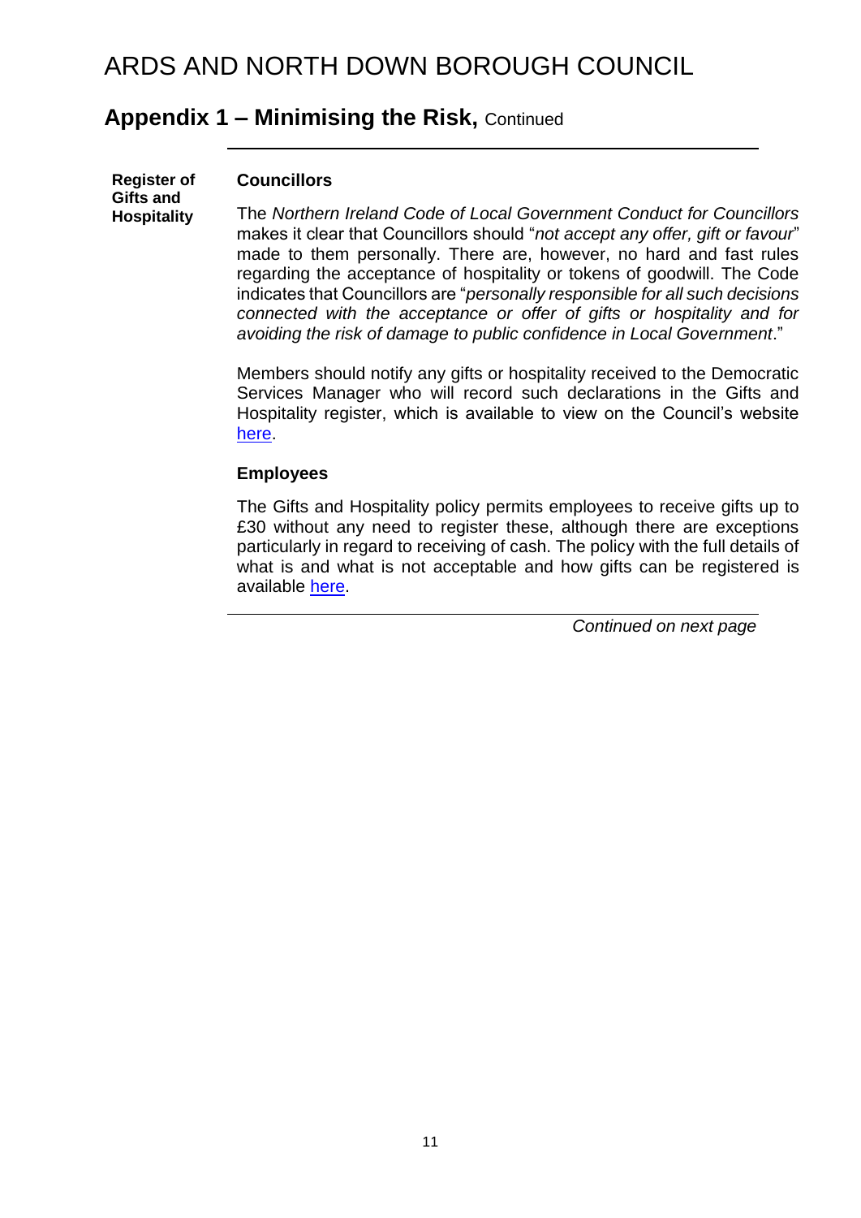# ARDS AND NORTH DOWN BOROUGH COUNCIL

## Appendix 1 – Minimising the Risk, Continued

**Register of Gifts and Hospitality**

### Councillors

The *Northern Ireland Code of Local Government Conduct for Councillors* makes it clear that Councillors should "*not accept any offer, gift or favour*" made to them personally. There are, however, no hard and fast rules regarding the acceptance of hospitality or tokens of goodwill. The Code indicates that Councillors are "*personally responsible for all such decisions connected with the acceptance or offer of gifts or hospitality and for avoiding the risk of damage to public confidence in Local Government*."

Members should notify any gifts or hospitality received to the Democratic Services Manager who will record such declarations in the Gifts and Hospitality register, which is available to view on the Council's website here.

### Employees

The Gifts and Hospitality policy permits employees to receive gifts up to £30 without any need to register these, although there are exceptions particularly in regard to receiving of cash. The policy with the full details of what is and what is not acceptable and how gifts can be registered is available here.

*Continued on next page*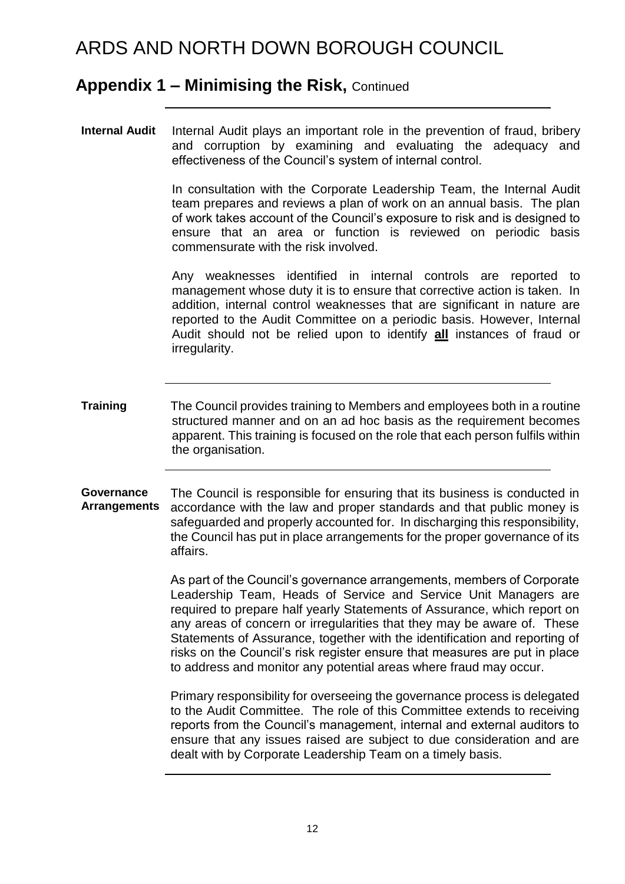# ARDS AND NORTH DOWN BOROUGH COUNCIL

## Appendix 1 – Minimising the Risk, Continued

**Internal Audit**

Internal Audit plays an important role in the prevention of fraud, bribery and corruption by examining and evaluating the adequacy and effectiveness of the Council's system of internal control.

In consultation with the Corporate Leadership Team, the Internal Audit team prepares and reviews a plan of work on an annual basis. The plan of work takes account of the Council's exposure to risk and is designed to ensure that an area or function is reviewed on periodic basis commensurate with the risk involved.

Any weaknesses identified in internal controls are reported to management whose duty it is to ensure that corrective action is taken. In addition, internal control weaknesses that are significant in nature are reported to the Audit Committee on a periodic basis. However, Internal Audit should not be relied upon to identify **<u>all</u>** instances of fraud or irregularity.

**Training**

The Council provides training to Members and employees both in a routine structured manner and on an ad hoc basis as the requirement becomes apparent. This training is focused on the role that each person fulfils within the organisation.

**Governance Arrangements**

The Council is responsible for ensuring that its business is conducted in accordance with the law and proper standards and that public money is safeguarded and properly accounted for. In discharging this responsibility, the Council has put in place arrangements for the proper governance of its affairs.

As part of the Council's governance arrangements, members of Corporate Leadership Team, Heads of Service and Service Unit Managers are required to prepare half yearly Statements of Assurance, which report on any areas of concern or irregularities that they may be aware of. These Statements of Assurance, together with the identification and reporting of risks on the Council's risk register ensure that measures are put in place to address and monitor any potential areas where fraud may occur.

Primary responsibility for overseeing the governance process is delegated to the Audit Committee. The role of this Committee extends to receiving reports from the Council's management, internal and external auditors to ensure that any issues raised are subject to due consideration and are dealt with by Corporate Leadership Team on a timely basis.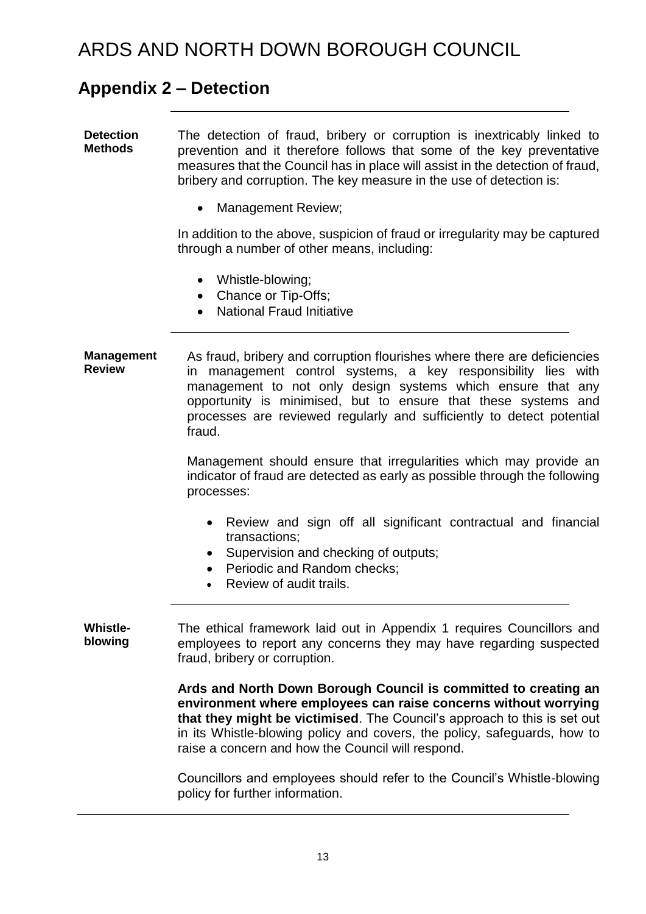# ARDS AND NORTH DOWN BOROUGH COUNCIL

## Appendix 2 – Detection

**Detection Methods**

The detection of fraud, bribery or corruption is inextricably linked to prevention and it therefore follows that some of the key preventative measures that the Council has in place will assist in the detection of fraud, bribery and corruption. The key measure in the use of detection is:

- Management Review;

In addition to the above, suspicion of fraud or irregularity may be captured through a number of other means, including:

- Whistle-blowing;
- Chance or Tip-Offs;
- National Fraud Initiative

**Management Review**

As fraud, bribery and corruption flourishes where there are deficiencies in management control systems, a key responsibility lies with management to not only design systems which ensure that any opportunity is minimised, but to ensure that these systems and processes are reviewed regularly and sufficiently to detect potential fraud.

Management should ensure that irregularities which may provide an indicator of fraud are detected as early as possible through the following processes:

- Review and sign off all significant contractual and financial transactions;
- Supervision and checking of outputs;
- Periodic and Random checks;
- Review of audit trails.

**Whistle-blowing**

The ethical framework laid out in Appendix 1 requires Councillors and employees to report any concerns they may have regarding suspected fraud, bribery or corruption.

**Ards and North Down Borough Council is committed to creating an environment where employees can raise concerns without worrying that they might be victimised**. The Council's approach to this is set out in its Whistle-blowing policy and covers, the policy, safeguards, how to raise a concern and how the Council will respond.

Councillors and employees should refer to the Council's Whistle-blowing policy for further information.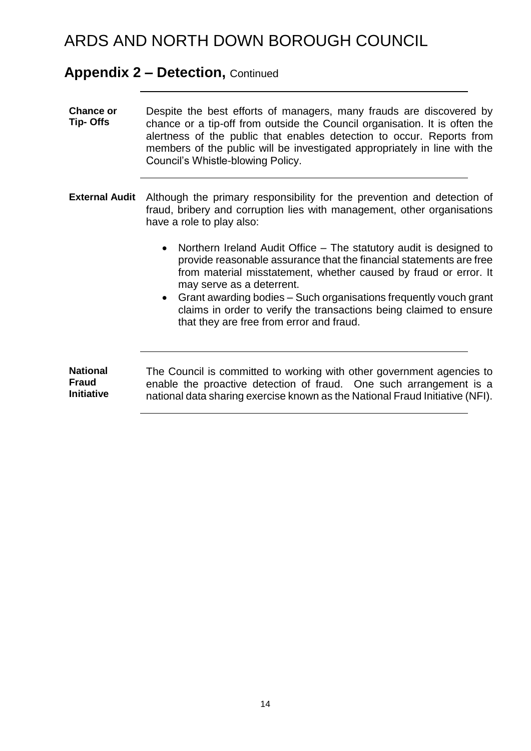# ARDS AND NORTH DOWN BOROUGH COUNCIL

## Appendix 2 – Detection, Continued

**Chance or Tip- Offs**

Despite the best efforts of managers, many frauds are discovered by chance or a tip-off from outside the Council organisation. It is often the alertness of the public that enables detection to occur. Reports from members of the public will be investigated appropriately in line with the Council's Whistle-blowing Policy.

**External Audit**

Although the primary responsibility for the prevention and detection of fraud, bribery and corruption lies with management, other organisations have a role to play also:

- Northern Ireland Audit Office – The statutory audit is designed to provide reasonable assurance that the financial statements are free from material misstatement, whether caused by fraud or error. It may serve as a deterrent.
- Grant awarding bodies – Such organisations frequently vouch grant claims in order to verify the transactions being claimed to ensure that they are free from error and fraud.

**National Fraud Initiative**

The Council is committed to working with other government agencies to enable the proactive detection of fraud. One such arrangement is a national data sharing exercise known as the National Fraud Initiative (NFI).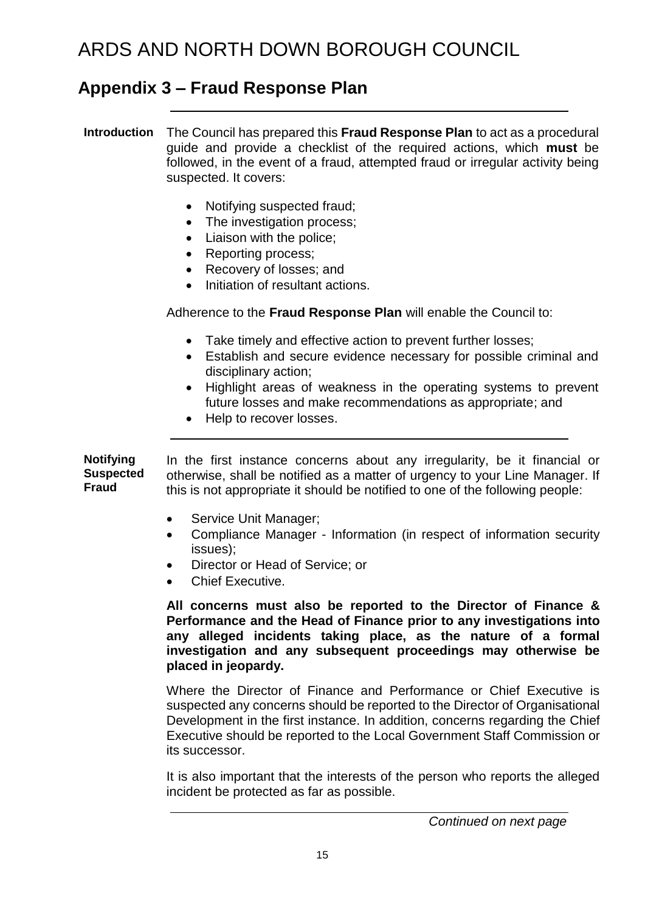# ARDS AND NORTH DOWN BOROUGH COUNCIL

## Appendix 3 – Fraud Response Plan

**Introduction**

The Council has prepared this **Fraud Response Plan** to act as a procedural guide and provide a checklist of the required actions, which **must** be followed, in the event of a fraud, attempted fraud or irregular activity being suspected. It covers:

- Notifying suspected fraud;
- The investigation process;
- Liaison with the police;
- Reporting process;
- Recovery of losses; and
- Initiation of resultant actions.

Adherence to the **Fraud Response Plan** will enable the Council to:

- Take timely and effective action to prevent further losses;
- Establish and secure evidence necessary for possible criminal and disciplinary action;
- Highlight areas of weakness in the operating systems to prevent future losses and make recommendations as appropriate; and
- Help to recover losses.

**Notifying Suspected Fraud**

In the first instance concerns about any irregularity, be it financial or otherwise, shall be notified as a matter of urgency to your Line Manager. If this is not appropriate it should be notified to one of the following people:

- Service Unit Manager;
- Compliance Manager - Information (in respect of information security issues);
- Director or Head of Service; or
- Chief Executive.

**All concerns must also be reported to the Director of Finance & Performance and the Head of Finance prior to any investigations into any alleged incidents taking place, as the nature of a formal investigation and any subsequent proceedings may otherwise be placed in jeopardy.**

Where the Director of Finance and Performance or Chief Executive is suspected any concerns should be reported to the Director of Organisational Development in the first instance. In addition, concerns regarding the Chief Executive should be reported to the Local Government Staff Commission or its successor.

It is also important that the interests of the person who reports the alleged incident be protected as far as possible.

*Continued on next page*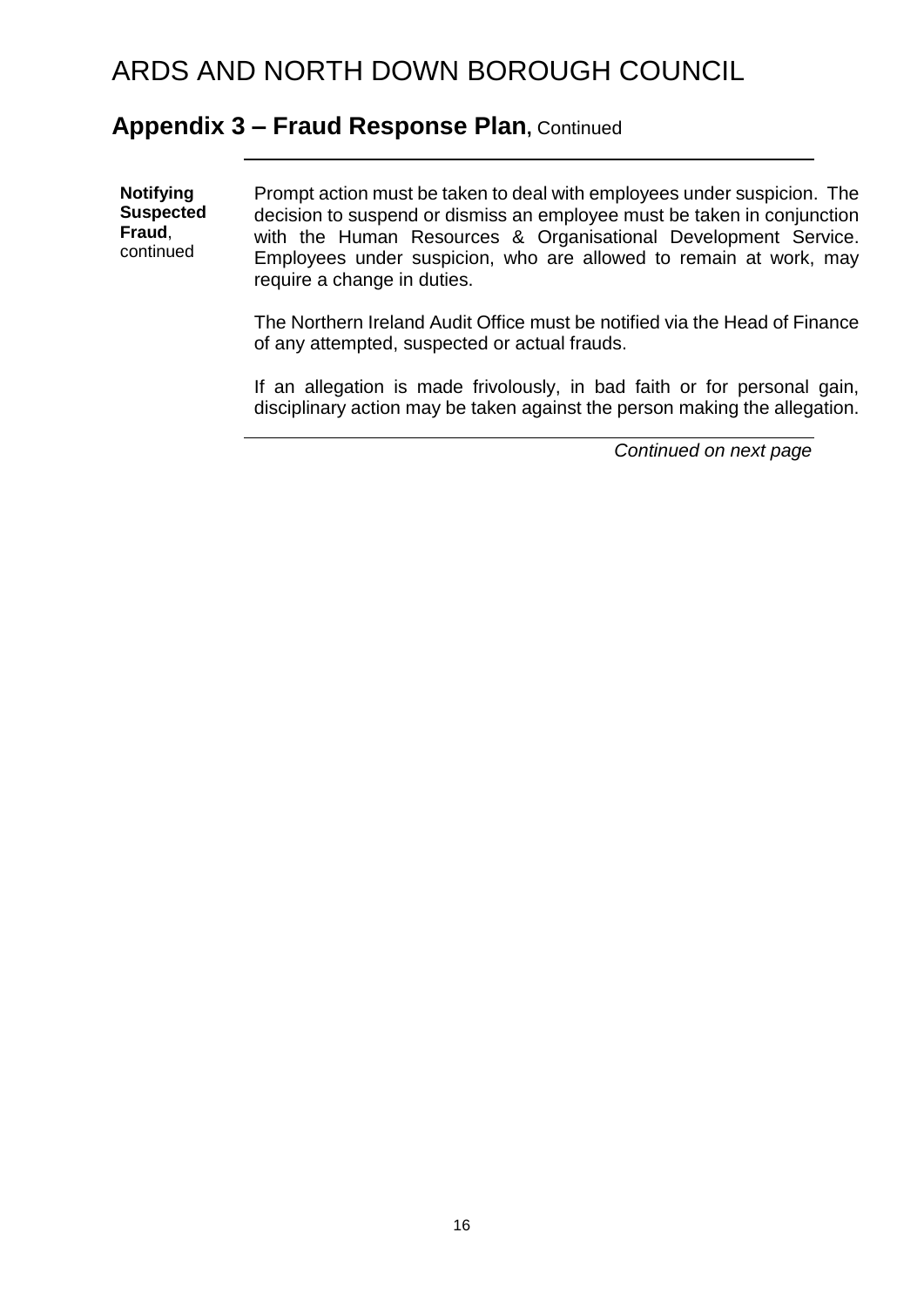# ARDS AND NORTH DOWN BOROUGH COUNCIL

## Appendix 3 – Fraud Response Plan, Continued

**Notifying Suspected Fraud**, continued

Prompt action must be taken to deal with employees under suspicion. The decision to suspend or dismiss an employee must be taken in conjunction with the Human Resources & Organisational Development Service. Employees under suspicion, who are allowed to remain at work, may require a change in duties.

The Northern Ireland Audit Office must be notified via the Head of Finance of any attempted, suspected or actual frauds.

If an allegation is made frivolously, in bad faith or for personal gain, disciplinary action may be taken against the person making the allegation.

*Continued on next page*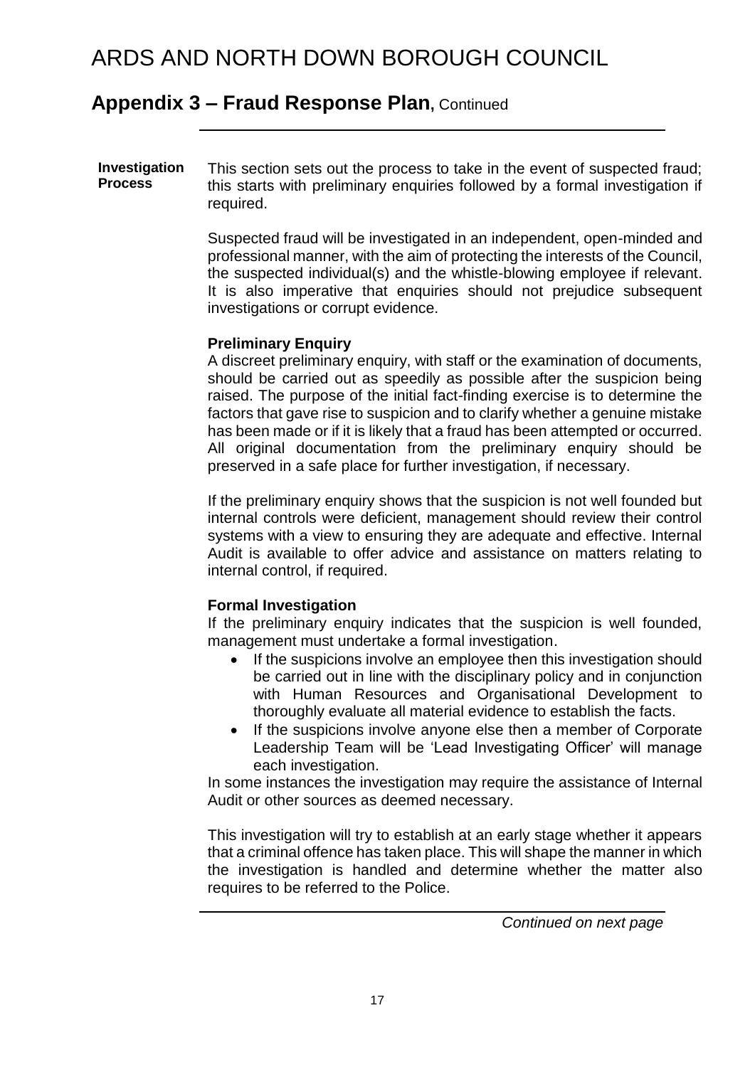# ARDS AND NORTH DOWN BOROUGH COUNCIL

## Appendix 3 – Fraud Response Plan, Continued

**Investigation Process**

This section sets out the process to take in the event of suspected fraud; this starts with preliminary enquiries followed by a formal investigation if required.

Suspected fraud will be investigated in an independent, open-minded and professional manner, with the aim of protecting the interests of the Council, the suspected individual(s) and the whistle-blowing employee if relevant. It is also imperative that enquiries should not prejudice subsequent investigations or corrupt evidence.

**Preliminary Enquiry**

A discreet preliminary enquiry, with staff or the examination of documents, should be carried out as speedily as possible after the suspicion being raised. The purpose of the initial fact-finding exercise is to determine the factors that gave rise to suspicion and to clarify whether a genuine mistake has been made or if it is likely that a fraud has been attempted or occurred. All original documentation from the preliminary enquiry should be preserved in a safe place for further investigation, if necessary.

If the preliminary enquiry shows that the suspicion is not well founded but internal controls were deficient, management should review their control systems with a view to ensuring they are adequate and effective. Internal Audit is available to offer advice and assistance on matters relating to internal control, if required.

**Formal Investigation**

If the preliminary enquiry indicates that the suspicion is well founded, management must undertake a formal investigation.

- If the suspicions involve an employee then this investigation should be carried out in line with the disciplinary policy and in conjunction with Human Resources and Organisational Development to thoroughly evaluate all material evidence to establish the facts.
- If the suspicions involve anyone else then a member of Corporate Leadership Team will be 'Lead Investigating Officer' will manage each investigation.

In some instances the investigation may require the assistance of Internal Audit or other sources as deemed necessary.

This investigation will try to establish at an early stage whether it appears that a criminal offence has taken place. This will shape the manner in which the investigation is handled and determine whether the matter also requires to be referred to the Police.

*Continued on next page*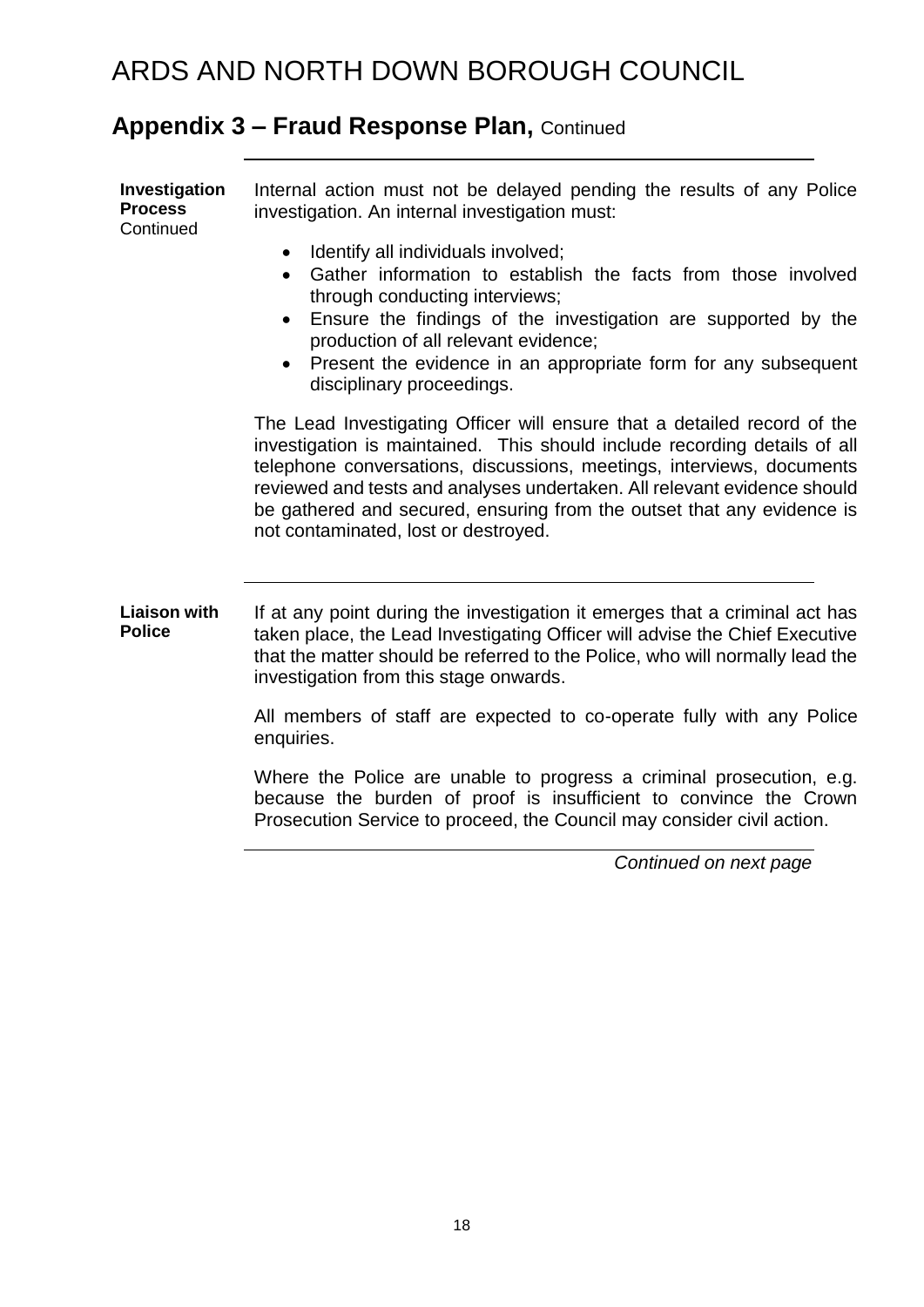# ARDS AND NORTH DOWN BOROUGH COUNCIL

## Appendix 3 – Fraud Response Plan, Continued

**Investigation Process** Continued

Internal action must not be delayed pending the results of any Police investigation. An internal investigation must:

- Identify all individuals involved;
- Gather information to establish the facts from those involved through conducting interviews;
- Ensure the findings of the investigation are supported by the production of all relevant evidence;
- Present the evidence in an appropriate form for any subsequent disciplinary proceedings.

The Lead Investigating Officer will ensure that a detailed record of the investigation is maintained. This should include recording details of all telephone conversations, discussions, meetings, interviews, documents reviewed and tests and analyses undertaken. All relevant evidence should be gathered and secured, ensuring from the outset that any evidence is not contaminated, lost or destroyed.

**Liaison with Police**

If at any point during the investigation it emerges that a criminal act has taken place, the Lead Investigating Officer will advise the Chief Executive that the matter should be referred to the Police, who will normally lead the investigation from this stage onwards.

All members of staff are expected to co-operate fully with any Police enquiries.

Where the Police are unable to progress a criminal prosecution, e.g. because the burden of proof is insufficient to convince the Crown Prosecution Service to proceed, the Council may consider civil action.

*Continued on next page*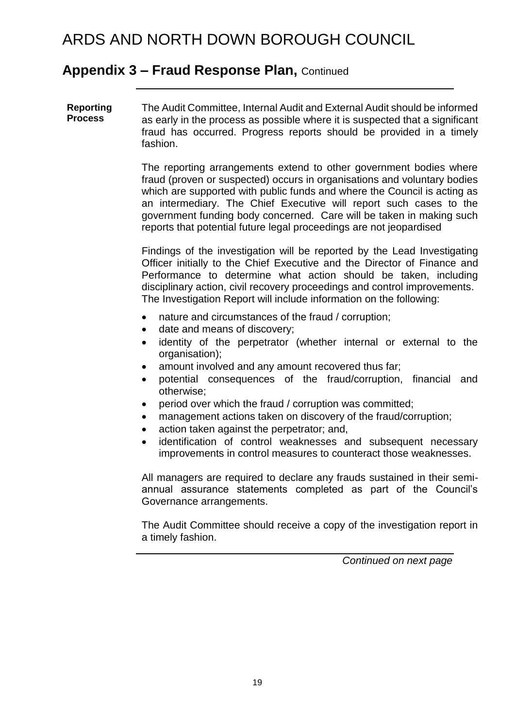# ARDS AND NORTH DOWN BOROUGH COUNCIL

## Appendix 3 – Fraud Response Plan, Continued

**Reporting Process**

The Audit Committee, Internal Audit and External Audit should be informed as early in the process as possible where it is suspected that a significant fraud has occurred. Progress reports should be provided in a timely fashion.

The reporting arrangements extend to other government bodies where fraud (proven or suspected) occurs in organisations and voluntary bodies which are supported with public funds and where the Council is acting as an intermediary. The Chief Executive will report such cases to the government funding body concerned. Care will be taken in making such reports that potential future legal proceedings are not jeopardised

Findings of the investigation will be reported by the Lead Investigating Officer initially to the Chief Executive and the Director of Finance and Performance to determine what action should be taken, including disciplinary action, civil recovery proceedings and control improvements. The Investigation Report will include information on the following:

- nature and circumstances of the fraud / corruption;
- date and means of discovery;
- identity of the perpetrator (whether internal or external to the organisation);
- amount involved and any amount recovered thus far;
- potential consequences of the fraud/corruption, financial and otherwise;
- period over which the fraud / corruption was committed;
- management actions taken on discovery of the fraud/corruption;
- action taken against the perpetrator; and,
- identification of control weaknesses and subsequent necessary improvements in control measures to counteract those weaknesses.

All managers are required to declare any frauds sustained in their semi-annual assurance statements completed as part of the Council's Governance arrangements.

The Audit Committee should receive a copy of the investigation report in a timely fashion.

*Continued on next page*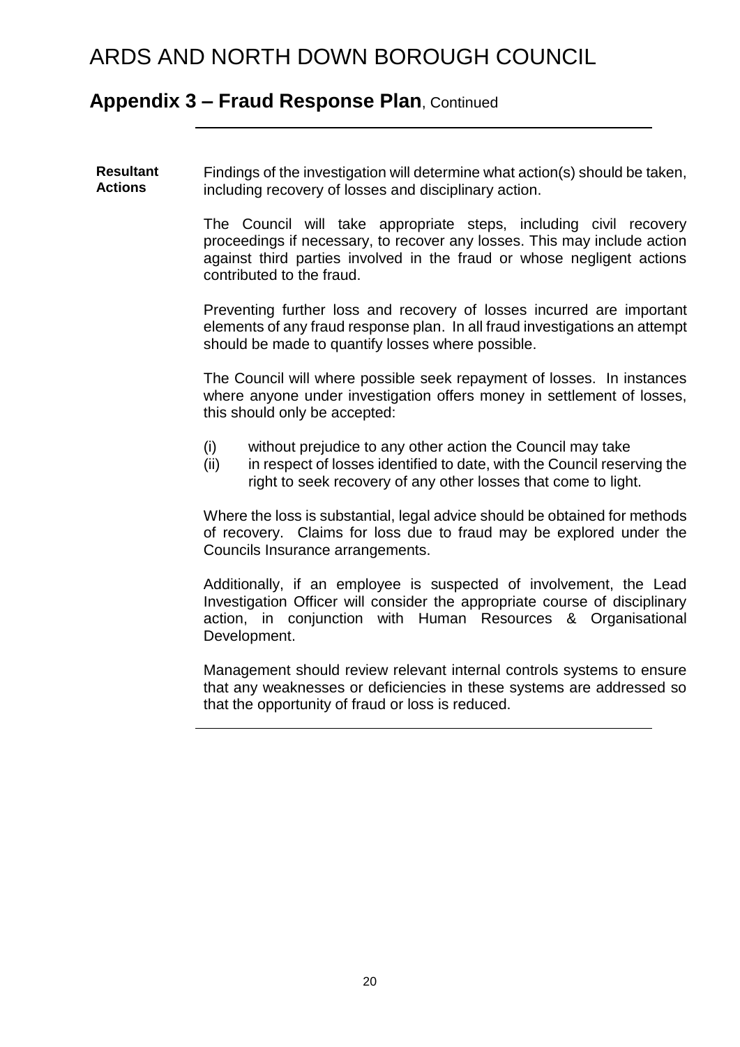## Appendix 3 – Fraud Response Plan, Continued

**Resultant Actions**

Findings of the investigation will determine what action(s) should be taken, including recovery of losses and disciplinary action.

The Council will take appropriate steps, including civil recovery proceedings if necessary, to recover any losses. This may include action against third parties involved in the fraud or whose negligent actions contributed to the fraud.

Preventing further loss and recovery of losses incurred are important elements of any fraud response plan. In all fraud investigations an attempt should be made to quantify losses where possible.

The Council will where possible seek repayment of losses. In instances where anyone under investigation offers money in settlement of losses, this should only be accepted:

(i) without prejudice to any other action the Council may take
(ii) in respect of losses identified to date, with the Council reserving the right to seek recovery of any other losses that come to light.

Where the loss is substantial, legal advice should be obtained for methods of recovery. Claims for loss due to fraud may be explored under the Councils Insurance arrangements.

Additionally, if an employee is suspected of involvement, the Lead Investigation Officer will consider the appropriate course of disciplinary action, in conjunction with Human Resources & Organisational Development.

Management should review relevant internal controls systems to ensure that any weaknesses or deficiencies in these systems are addressed so that the opportunity of fraud or loss is reduced.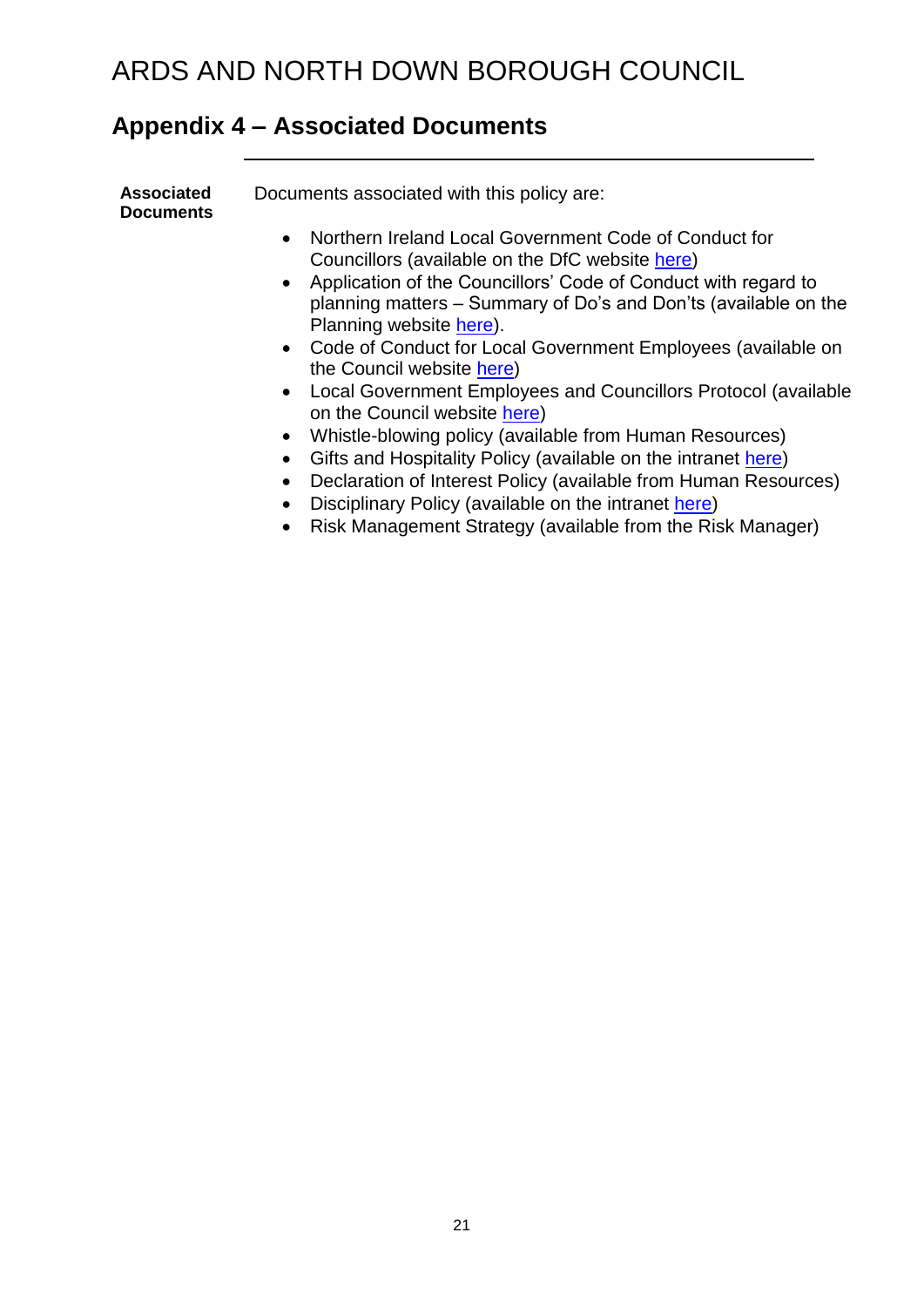# ARDS AND NORTH DOWN BOROUGH COUNCIL

## Appendix 4 – Associated Documents

**Associated Documents**

Documents associated with this policy are:

- Northern Ireland Local Government Code of Conduct for Councillors (available on the DfC website here)
- Application of the Councillors' Code of Conduct with regard to planning matters – Summary of Do's and Don'ts (available on the Planning website here).
- Code of Conduct for Local Government Employees (available on the Council website here)
- Local Government Employees and Councillors Protocol (available on the Council website here)
- Whistle-blowing policy (available from Human Resources)
- Gifts and Hospitality Policy (available on the intranet here)
- Declaration of Interest Policy (available from Human Resources)
- Disciplinary Policy (available on the intranet here)
- Risk Management Strategy (available from the Risk Manager)